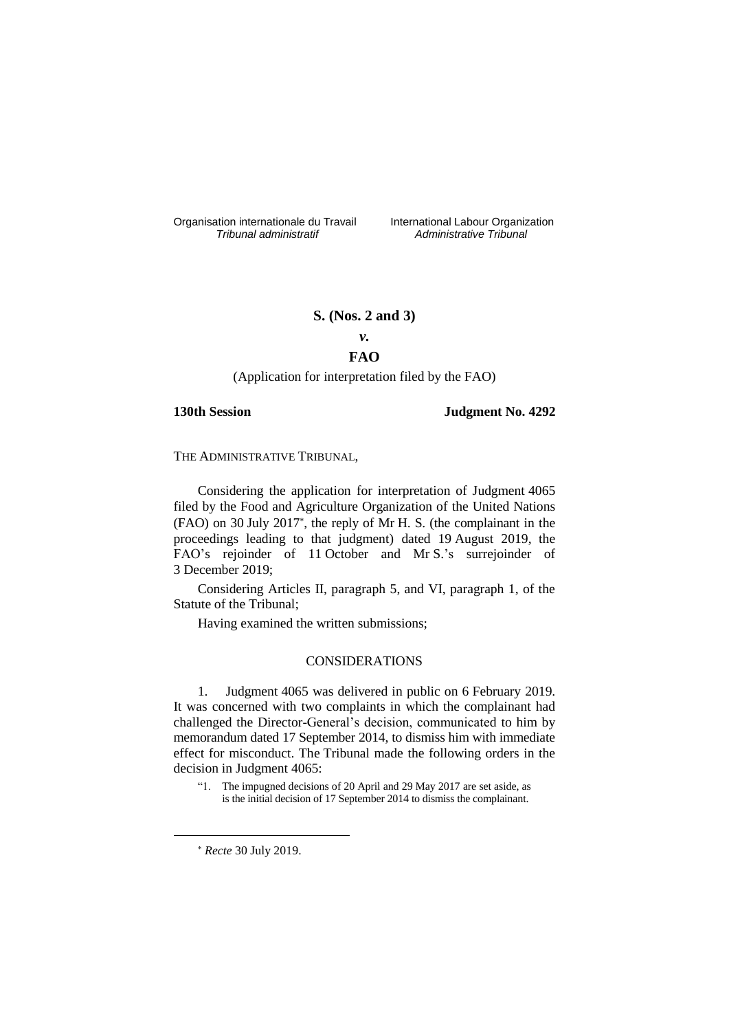Organisation internationale du Travail *Tribunal administratif*

International Labour Organization *Administrative Tribunal*

# S. (Nos. 2 and 3)

*v.*

# FAO

(Application for interpretation filed by the FAO)

**130th Session** **Judgment No. 4292**

THE ADMINISTRATIVE TRIBUNAL,

Considering the application for interpretation of Judgment 4065 filed by the Food and Agriculture Organization of the United Nations (FAO) on 30 July 2017[*], the reply of Mr H. S. (the complainant in the proceedings leading to that judgment) dated 19 August 2019, the FAO's rejoinder of 11 October and Mr S.'s surrejoinder of 3 December 2019;

Considering Articles II, paragraph 5, and VI, paragraph 1, of the Statute of the Tribunal;

Having examined the written submissions;

## CONSIDERATIONS

1. Judgment 4065 was delivered in public on 6 February 2019. It was concerned with two complaints in which the complainant had challenged the Director-General's decision, communicated to him by memorandum dated 17 September 2014, to dismiss him with immediate effect for misconduct. The Tribunal made the following orders in the decision in Judgment 4065:

> "1. The impugned decisions of 20 April and 29 May 2017 are set aside, as is the initial decision of 17 September 2014 to dismiss the complainant.

[*] *Recte* 30 July 2019.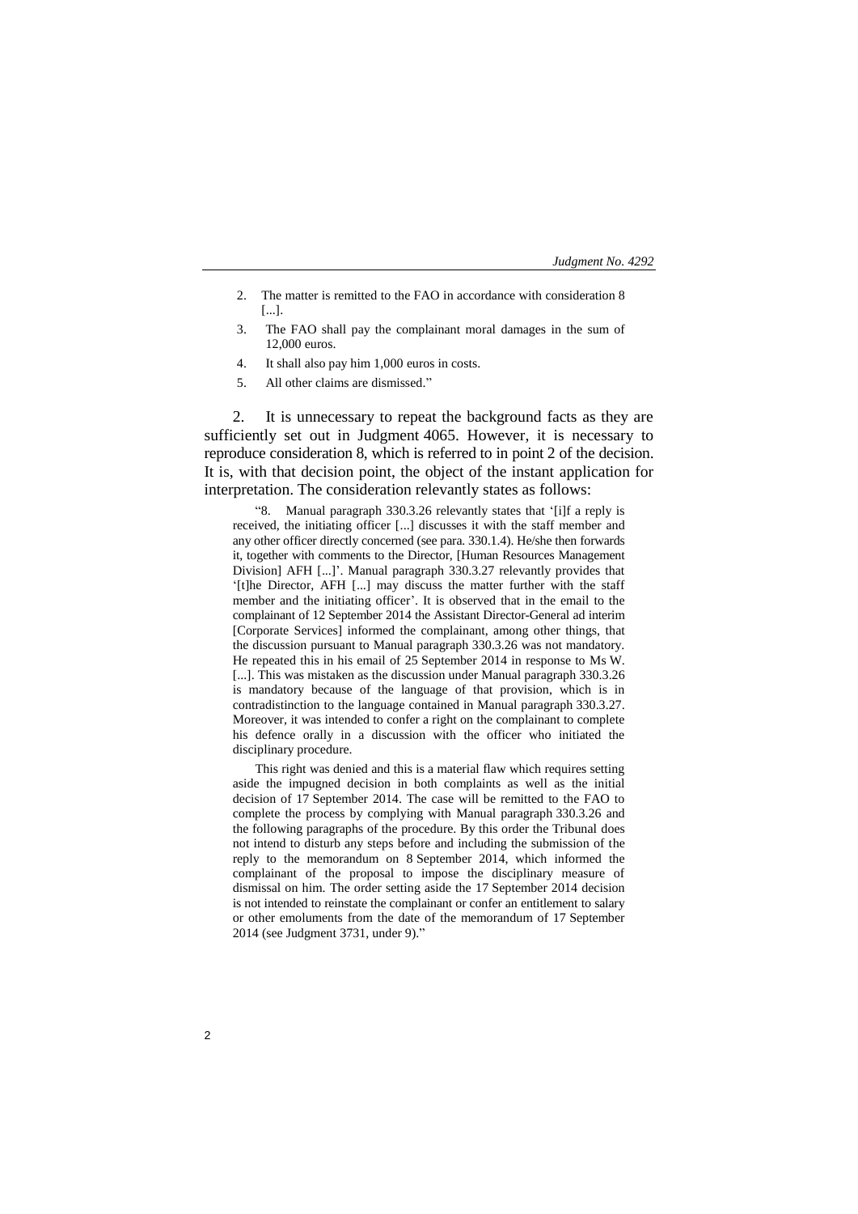2. The matter is remitted to the FAO in accordance with consideration 8 [...].

3. The FAO shall pay the complainant moral damages in the sum of 12,000 euros.

4. It shall also pay him 1,000 euros in costs.

5. All other claims are dismissed."

2. It is unnecessary to repeat the background facts as they are sufficiently set out in Judgment 4065. However, it is necessary to reproduce consideration 8, which is referred to in point 2 of the decision. It is, with that decision point, the object of the instant application for interpretation. The consideration relevantly states as follows:

> "8. Manual paragraph 330.3.26 relevantly states that '[i]f a reply is received, the initiating officer [...] discusses it with the staff member and any other officer directly concerned (see para. 330.1.4). He/she then forwards it, together with comments to the Director, [Human Resources Management Division] AFH [...]'. Manual paragraph 330.3.27 relevantly provides that '[t]he Director, AFH [...] may discuss the matter further with the staff member and the initiating officer'. It is observed that in the email to the complainant of 12 September 2014 the Assistant Director-General ad interim [Corporate Services] informed the complainant, among other things, that the discussion pursuant to Manual paragraph 330.3.26 was not mandatory. He repeated this in his email of 25 September 2014 in response to Ms W. [...]. This was mistaken as the discussion under Manual paragraph 330.3.26 is mandatory because of the language of that provision, which is in contradistinction to the language contained in Manual paragraph 330.3.27. Moreover, it was intended to confer a right on the complainant to complete his defence orally in a discussion with the officer who initiated the disciplinary procedure.
>
> This right was denied and this is a material flaw which requires setting aside the impugned decision in both complaints as well as the initial decision of 17 September 2014. The case will be remitted to the FAO to complete the process by complying with Manual paragraph 330.3.26 and the following paragraphs of the procedure. By this order the Tribunal does not intend to disturb any steps before and including the submission of the reply to the memorandum on 8 September 2014, which informed the complainant of the proposal to impose the disciplinary measure of dismissal on him. The order setting aside the 17 September 2014 decision is not intended to reinstate the complainant or confer an entitlement to salary or other emoluments from the date of the memorandum of 17 September 2014 (see Judgment 3731, under 9)."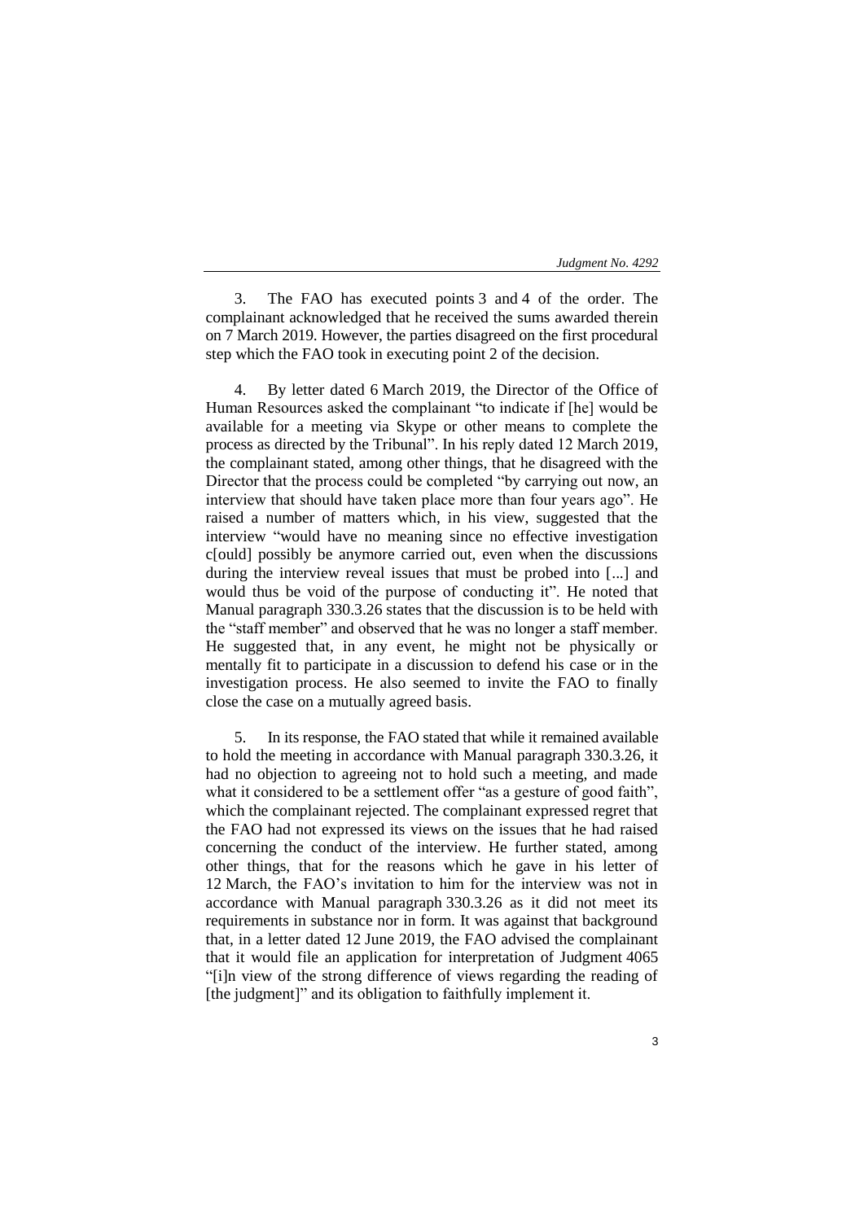3. The FAO has executed points 3 and 4 of the order. The complainant acknowledged that he received the sums awarded therein on 7 March 2019. However, the parties disagreed on the first procedural step which the FAO took in executing point 2 of the decision.

4. By letter dated 6 March 2019, the Director of the Office of Human Resources asked the complainant "to indicate if [he] would be available for a meeting via Skype or other means to complete the process as directed by the Tribunal". In his reply dated 12 March 2019, the complainant stated, among other things, that he disagreed with the Director that the process could be completed "by carrying out now, an interview that should have taken place more than four years ago". He raised a number of matters which, in his view, suggested that the interview "would have no meaning since no effective investigation c[ould] possibly be anymore carried out, even when the discussions during the interview reveal issues that must be probed into [...] and would thus be void of the purpose of conducting it". He noted that Manual paragraph 330.3.26 states that the discussion is to be held with the "staff member" and observed that he was no longer a staff member. He suggested that, in any event, he might not be physically or mentally fit to participate in a discussion to defend his case or in the investigation process. He also seemed to invite the FAO to finally close the case on a mutually agreed basis.

5. In its response, the FAO stated that while it remained available to hold the meeting in accordance with Manual paragraph 330.3.26, it had no objection to agreeing not to hold such a meeting, and made what it considered to be a settlement offer "as a gesture of good faith", which the complainant rejected. The complainant expressed regret that the FAO had not expressed its views on the issues that he had raised concerning the conduct of the interview. He further stated, among other things, that for the reasons which he gave in his letter of 12 March, the FAO's invitation to him for the interview was not in accordance with Manual paragraph 330.3.26 as it did not meet its requirements in substance nor in form. It was against that background that, in a letter dated 12 June 2019, the FAO advised the complainant that it would file an application for interpretation of Judgment 4065 "[i]n view of the strong difference of views regarding the reading of [the judgment]" and its obligation to faithfully implement it.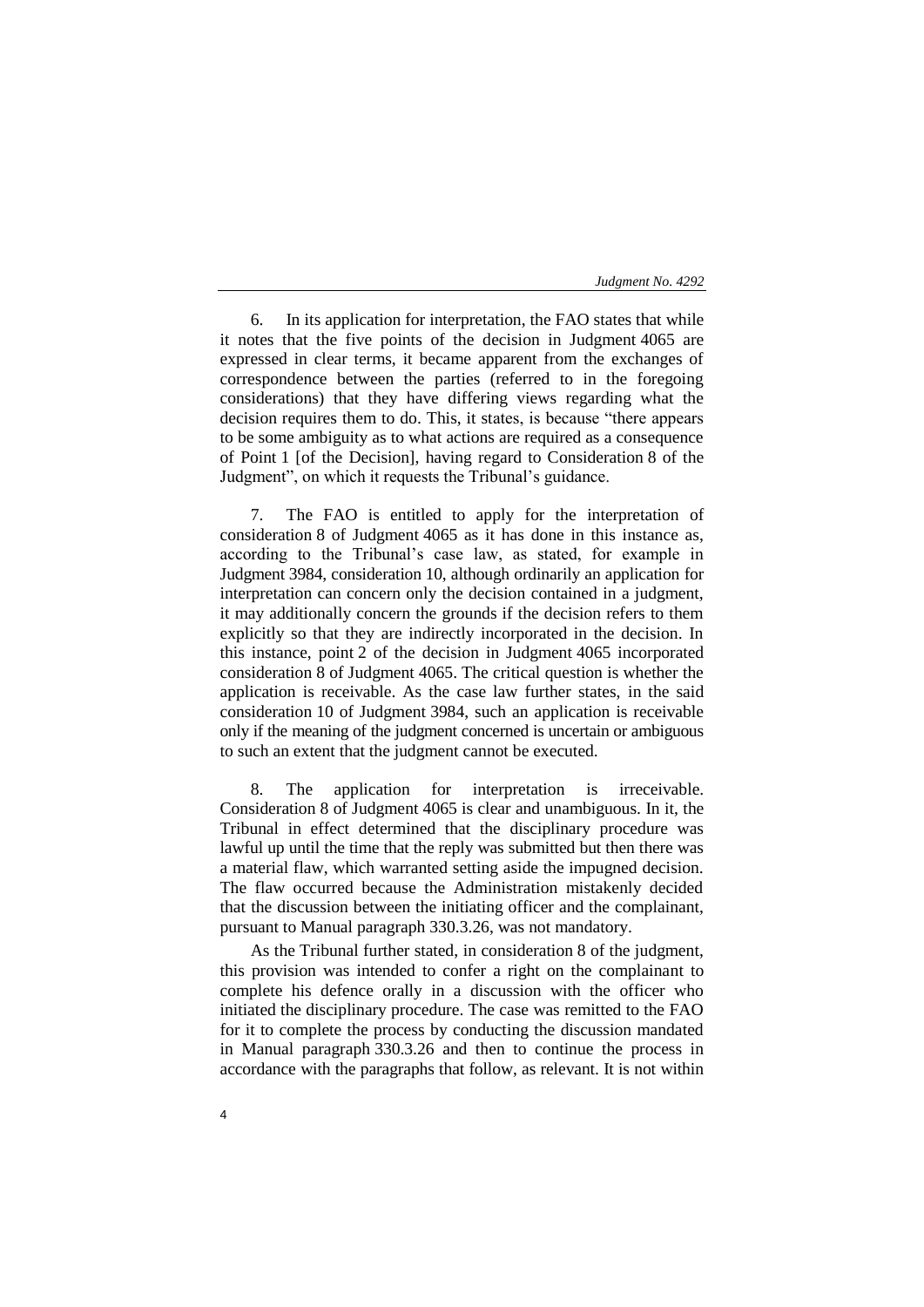6. In its application for interpretation, the FAO states that while it notes that the five points of the decision in Judgment 4065 are expressed in clear terms, it became apparent from the exchanges of correspondence between the parties (referred to in the foregoing considerations) that they have differing views regarding what the decision requires them to do. This, it states, is because "there appears to be some ambiguity as to what actions are required as a consequence of Point 1 [of the Decision], having regard to Consideration 8 of the Judgment", on which it requests the Tribunal's guidance.

7. The FAO is entitled to apply for the interpretation of consideration 8 of Judgment 4065 as it has done in this instance as, according to the Tribunal's case law, as stated, for example in Judgment 3984, consideration 10, although ordinarily an application for interpretation can concern only the decision contained in a judgment, it may additionally concern the grounds if the decision refers to them explicitly so that they are indirectly incorporated in the decision. In this instance, point 2 of the decision in Judgment 4065 incorporated consideration 8 of Judgment 4065. The critical question is whether the application is receivable. As the case law further states, in the said consideration 10 of Judgment 3984, such an application is receivable only if the meaning of the judgment concerned is uncertain or ambiguous to such an extent that the judgment cannot be executed.

8. The application for interpretation is irreceivable. Consideration 8 of Judgment 4065 is clear and unambiguous. In it, the Tribunal in effect determined that the disciplinary procedure was lawful up until the time that the reply was submitted but then there was a material flaw, which warranted setting aside the impugned decision. The flaw occurred because the Administration mistakenly decided that the discussion between the initiating officer and the complainant, pursuant to Manual paragraph 330.3.26, was not mandatory.

As the Tribunal further stated, in consideration 8 of the judgment, this provision was intended to confer a right on the complainant to complete his defence orally in a discussion with the officer who initiated the disciplinary procedure. The case was remitted to the FAO for it to complete the process by conducting the discussion mandated in Manual paragraph 330.3.26 and then to continue the process in accordance with the paragraphs that follow, as relevant. It is not within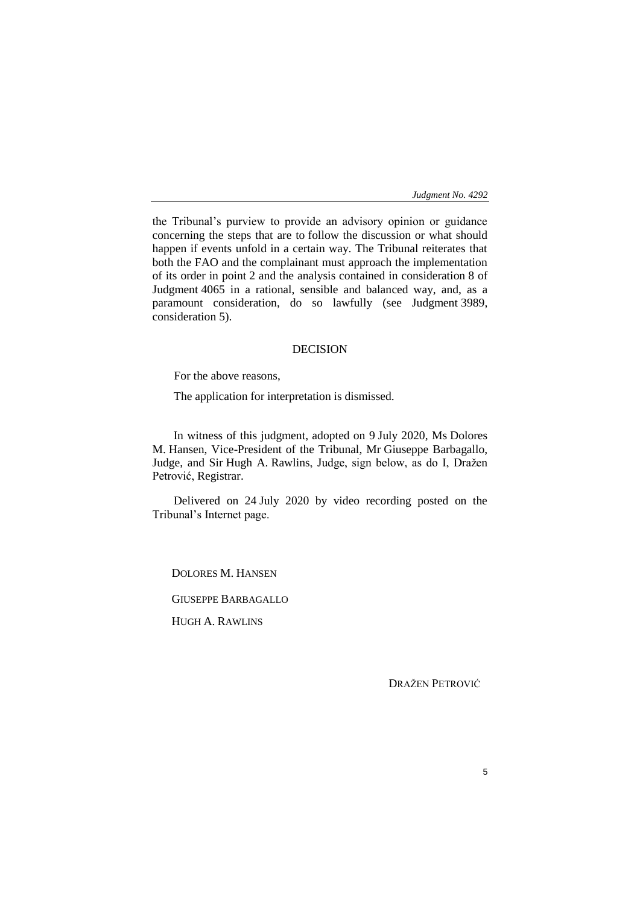the Tribunal's purview to provide an advisory opinion or guidance concerning the steps that are to follow the discussion or what should happen if events unfold in a certain way. The Tribunal reiterates that both the FAO and the complainant must approach the implementation of its order in point 2 and the analysis contained in consideration 8 of Judgment 4065 in a rational, sensible and balanced way, and, as a paramount consideration, do so lawfully (see Judgment 3989, consideration 5).

## DECISION

For the above reasons,

The application for interpretation is dismissed.

In witness of this judgment, adopted on 9 July 2020, Ms Dolores M. Hansen, Vice-President of the Tribunal, Mr Giuseppe Barbagallo, Judge, and Sir Hugh A. Rawlins, Judge, sign below, as do I, Dražen Petrović, Registrar.

Delivered on 24 July 2020 by video recording posted on the Tribunal's Internet page.

DOLORES M. HANSEN

GIUSEPPE BARBAGALLO

HUGH A. RAWLINS

DRAŽEN PETROVIĆ